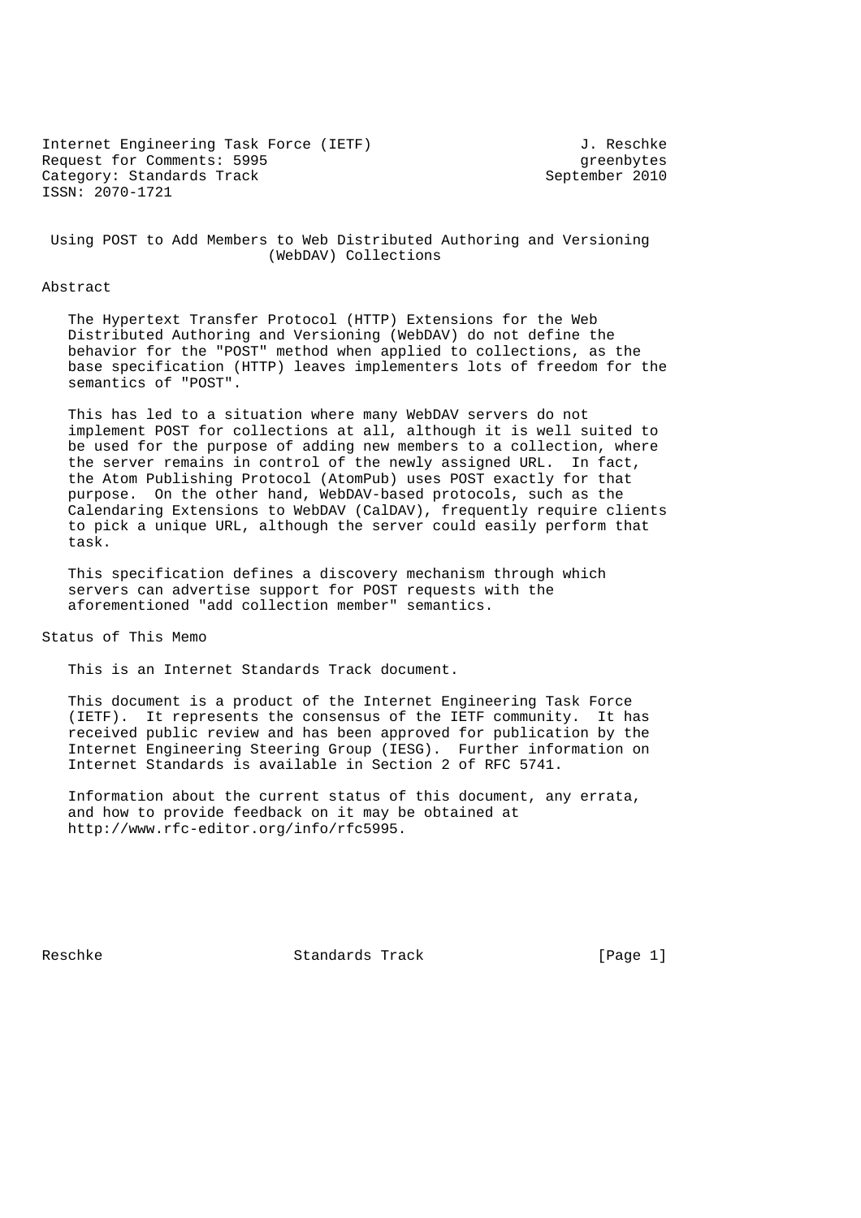Internet Engineering Task Force (IETF) J. Reschke
Request for Comments: 5995 greenbytes
Category: Standards Track September 2010
ISSN: 2070-1721

# Using POST to Add Members to Web Distributed Authoring and Versioning (WebDAV) Collections

## Abstract

The Hypertext Transfer Protocol (HTTP) Extensions for the Web Distributed Authoring and Versioning (WebDAV) do not define the behavior for the "POST" method when applied to collections, as the base specification (HTTP) leaves implementers lots of freedom for the semantics of "POST".

This has led to a situation where many WebDAV servers do not implement POST for collections at all, although it is well suited to be used for the purpose of adding new members to a collection, where the server remains in control of the newly assigned URL. In fact, the Atom Publishing Protocol (AtomPub) uses POST exactly for that purpose. On the other hand, WebDAV-based protocols, such as the Calendaring Extensions to WebDAV (CalDAV), frequently require clients to pick a unique URL, although the server could easily perform that task.

This specification defines a discovery mechanism through which servers can advertise support for POST requests with the aforementioned "add collection member" semantics.

## Status of This Memo

This is an Internet Standards Track document.

This document is a product of the Internet Engineering Task Force (IETF). It represents the consensus of the IETF community. It has received public review and has been approved for publication by the Internet Engineering Steering Group (IESG). Further information on Internet Standards is available in Section 2 of RFC 5741.

Information about the current status of this document, any errata, and how to provide feedback on it may be obtained at http://www.rfc-editor.org/info/rfc5995.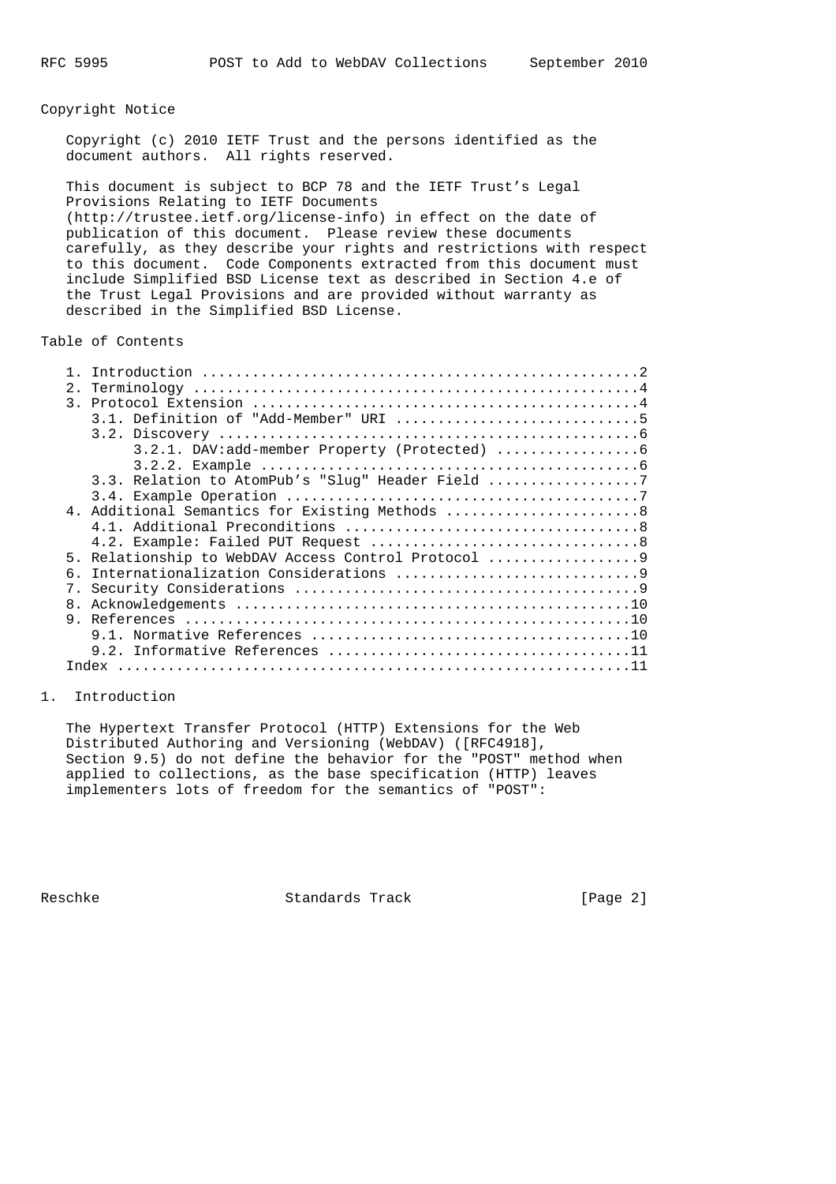Copyright Notice

Copyright (c) 2010 IETF Trust and the persons identified as the document authors. All rights reserved.

This document is subject to BCP 78 and the IETF Trust's Legal Provisions Relating to IETF Documents (http://trustee.ietf.org/license-info) in effect on the date of publication of this document. Please review these documents carefully, as they describe your rights and restrictions with respect to this document. Code Components extracted from this document must include Simplified BSD License text as described in Section 4.e of the Trust Legal Provisions and are provided without warranty as described in the Simplified BSD License.

Table of Contents

```
   1. Introduction ....................................................2
   2. Terminology .....................................................4
   3. Protocol Extension ..............................................4
      3.1. Definition of "Add-Member" URI .............................5
      3.2. Discovery ..................................................6
           3.2.1. DAV:add-member Property (Protected) .................6
           3.2.2. Example .............................................6
      3.3. Relation to AtomPub's "Slug" Header Field ..................7
      3.4. Example Operation ..........................................7
   4. Additional Semantics for Existing Methods .......................8
      4.1. Additional Preconditions ...................................8
      4.2. Example: Failed PUT Request ................................8
   5. Relationship to WebDAV Access Control Protocol ..................9
   6. Internationalization Considerations .............................9
   7. Security Considerations .........................................9
   8. Acknowledgements ...............................................10
   9. References .....................................................10
      9.1. Normative References ......................................10
      9.2. Informative References ....................................11
   Index .............................................................11
```

# 1. Introduction

The Hypertext Transfer Protocol (HTTP) Extensions for the Web Distributed Authoring and Versioning (WebDAV) ([RFC4918], Section 9.5) do not define the behavior for the "POST" method when applied to collections, as the base specification (HTTP) leaves implementers lots of freedom for the semantics of "POST":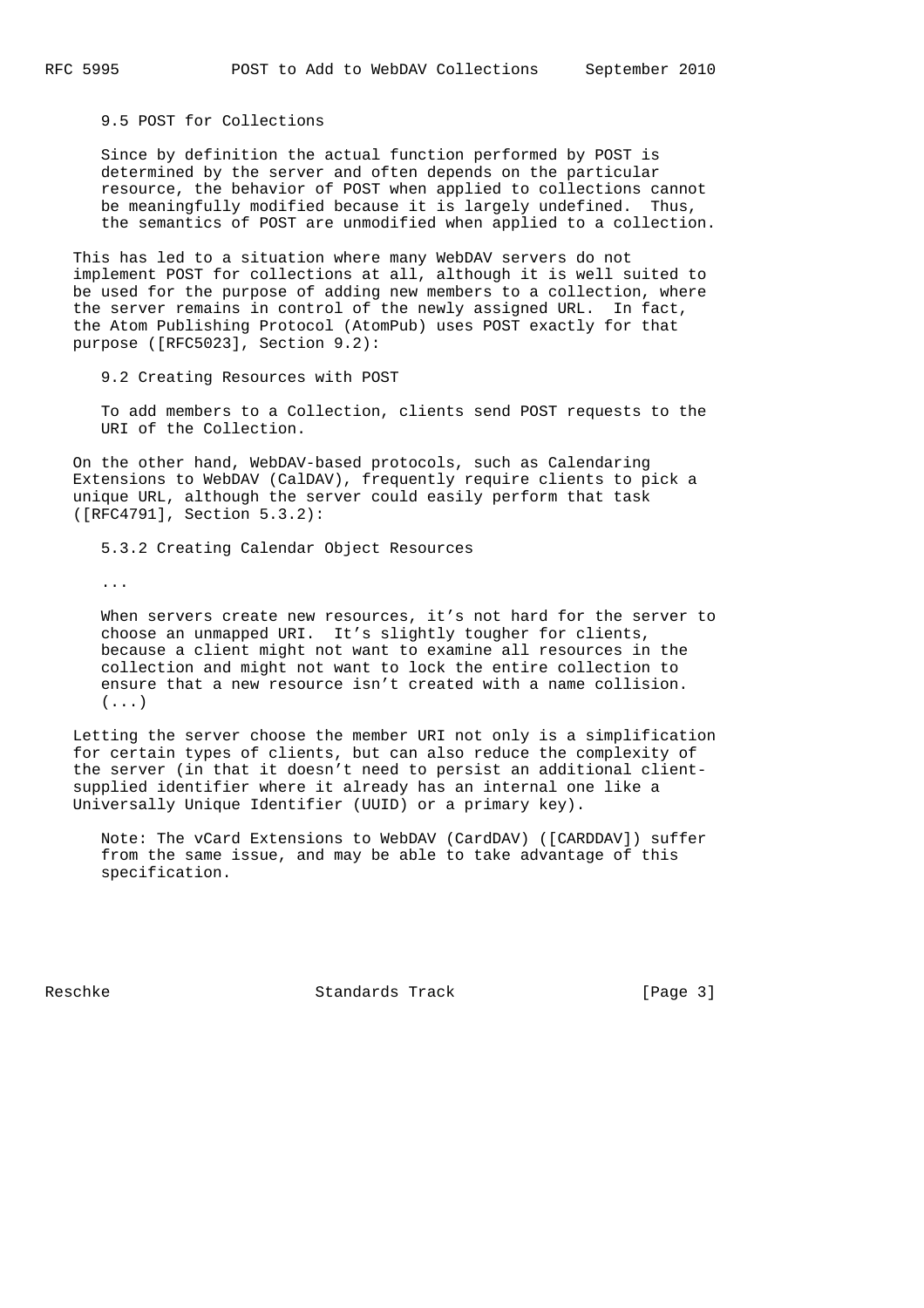> 9.5 POST for Collections
>
> Since by definition the actual function performed by POST is determined by the server and often depends on the particular resource, the behavior of POST when applied to collections cannot be meaningfully modified because it is largely undefined. Thus, the semantics of POST are unmodified when applied to a collection.

This has led to a situation where many WebDAV servers do not implement POST for collections at all, although it is well suited to be used for the purpose of adding new members to a collection, where the server remains in control of the newly assigned URL. In fact, the Atom Publishing Protocol (AtomPub) uses POST exactly for that purpose ([RFC5023], Section 9.2):

> 9.2 Creating Resources with POST
>
> To add members to a Collection, clients send POST requests to the URI of the Collection.

On the other hand, WebDAV-based protocols, such as Calendaring Extensions to WebDAV (CalDAV), frequently require clients to pick a unique URL, although the server could easily perform that task ([RFC4791], Section 5.3.2):

> 5.3.2 Creating Calendar Object Resources
>
> ...
>
> When servers create new resources, it's not hard for the server to choose an unmapped URI. It's slightly tougher for clients, because a client might not want to examine all resources in the collection and might not want to lock the entire collection to ensure that a new resource isn't created with a name collision. (...)

Letting the server choose the member URI not only is a simplification for certain types of clients, but can also reduce the complexity of the server (in that it doesn't need to persist an additional client-supplied identifier where it already has an internal one like a Universally Unique Identifier (UUID) or a primary key).

> Note: The vCard Extensions to WebDAV (CardDAV) ([CARDDAV]) suffer from the same issue, and may be able to take advantage of this specification.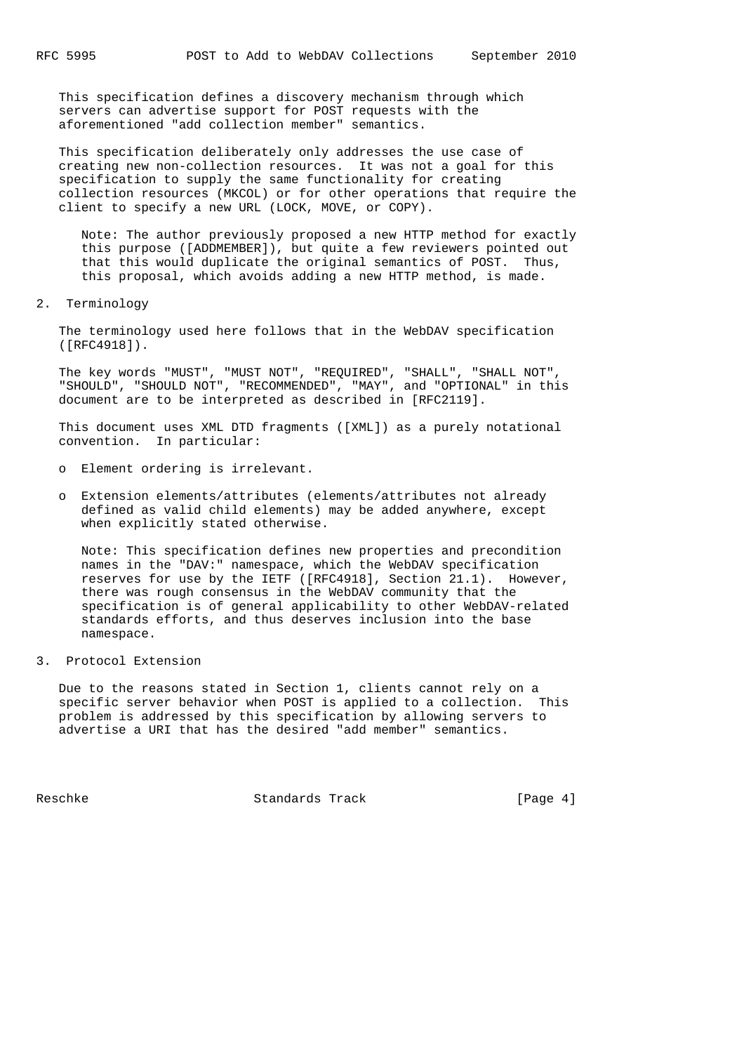This specification defines a discovery mechanism through which servers can advertise support for POST requests with the aforementioned "add collection member" semantics.

This specification deliberately only addresses the use case of creating new non-collection resources. It was not a goal for this specification to supply the same functionality for creating collection resources (MKCOL) or for other operations that require the client to specify a new URL (LOCK, MOVE, or COPY).

> Note: The author previously proposed a new HTTP method for exactly this purpose ([ADDMEMBER]), but quite a few reviewers pointed out that this would duplicate the original semantics of POST. Thus, this proposal, which avoids adding a new HTTP method, is made.

## 2. Terminology

The terminology used here follows that in the WebDAV specification ([RFC4918]).

The key words "MUST", "MUST NOT", "REQUIRED", "SHALL", "SHALL NOT", "SHOULD", "SHOULD NOT", "RECOMMENDED", "MAY", and "OPTIONAL" in this document are to be interpreted as described in [RFC2119].

This document uses XML DTD fragments ([XML]) as a purely notational convention. In particular:

- Element ordering is irrelevant.
- Extension elements/attributes (elements/attributes not already defined as valid child elements) may be added anywhere, except when explicitly stated otherwise.

> Note: This specification defines new properties and precondition names in the "DAV:" namespace, which the WebDAV specification reserves for use by the IETF ([RFC4918], Section 21.1). However, there was rough consensus in the WebDAV community that the specification is of general applicability to other WebDAV-related standards efforts, and thus deserves inclusion into the base namespace.

## 3. Protocol Extension

Due to the reasons stated in Section 1, clients cannot rely on a specific server behavior when POST is applied to a collection. This problem is addressed by this specification by allowing servers to advertise a URI that has the desired "add member" semantics.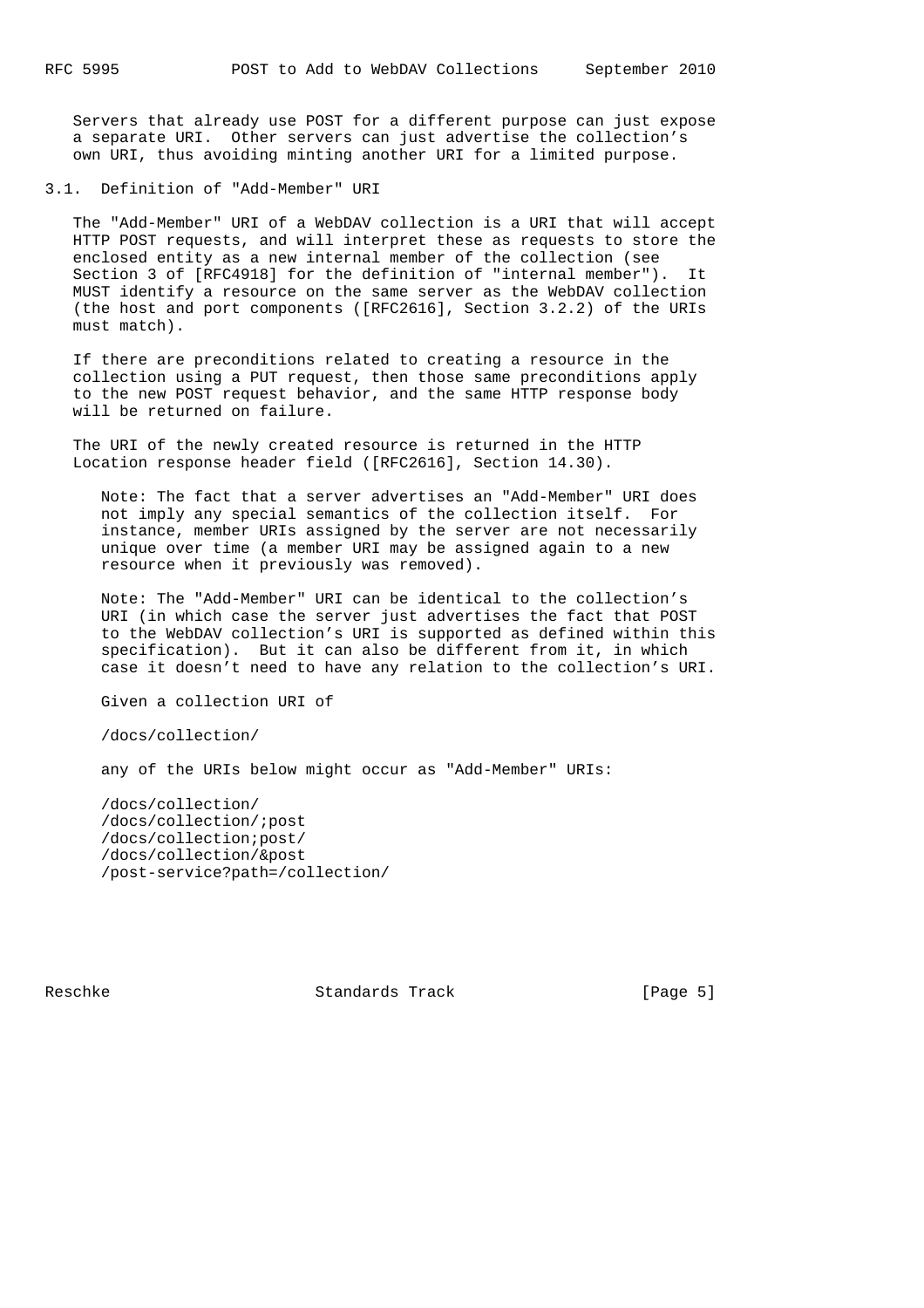Servers that already use POST for a different purpose can just expose a separate URI. Other servers can just advertise the collection's own URI, thus avoiding minting another URI for a limited purpose.

### 3.1. Definition of "Add-Member" URI

The "Add-Member" URI of a WebDAV collection is a URI that will accept HTTP POST requests, and will interpret these as requests to store the enclosed entity as a new internal member of the collection (see Section 3 of [RFC4918] for the definition of "internal member"). It MUST identify a resource on the same server as the WebDAV collection (the host and port components ([RFC2616], Section 3.2.2) of the URIs must match).

If there are preconditions related to creating a resource in the collection using a PUT request, then those same preconditions apply to the new POST request behavior, and the same HTTP response body will be returned on failure.

The URI of the newly created resource is returned in the HTTP Location response header field ([RFC2616], Section 14.30).

> Note: The fact that a server advertises an "Add-Member" URI does not imply any special semantics of the collection itself. For instance, member URIs assigned by the server are not necessarily unique over time (a member URI may be assigned again to a new resource when it previously was removed).

> Note: The "Add-Member" URI can be identical to the collection's URI (in which case the server just advertises the fact that POST to the WebDAV collection's URI is supported as defined within this specification). But it can also be different from it, in which case it doesn't need to have any relation to the collection's URI.
>
> Given a collection URI of
>
> ```
> /docs/collection/
> ```
>
> any of the URIs below might occur as "Add-Member" URIs:
>
> ```
> /docs/collection/
> /docs/collection/;post
> /docs/collection;post/
> /docs/collection/&post
> /post-service?path=/collection/
> ```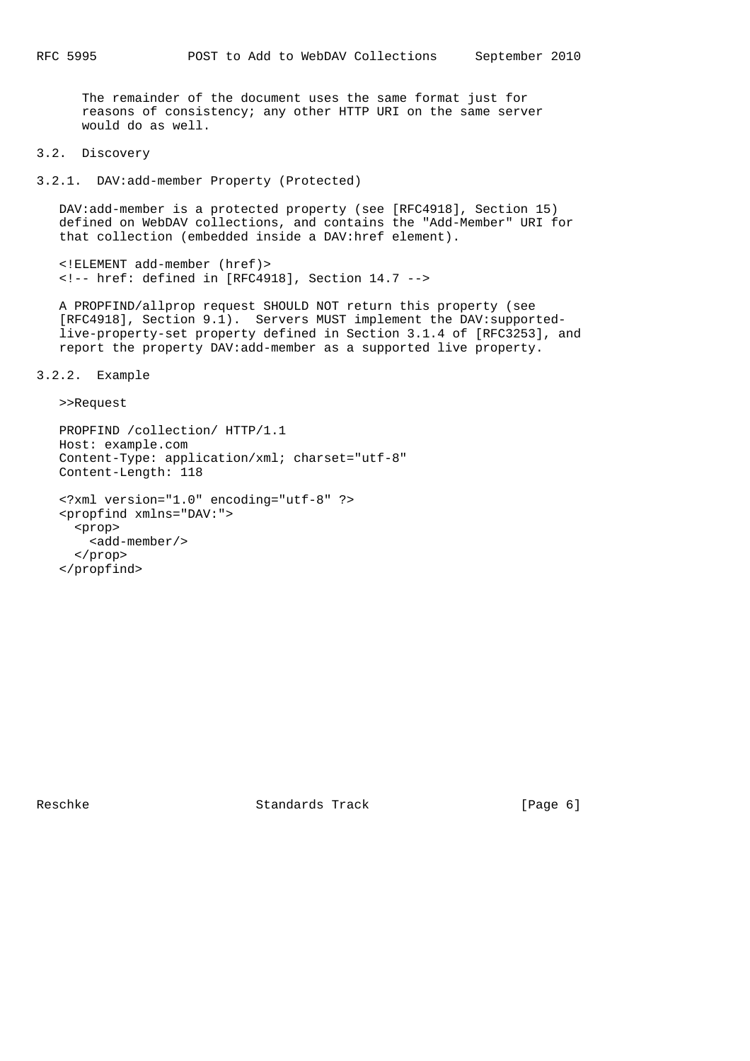The remainder of the document uses the same format just for reasons of consistency; any other HTTP URI on the same server would do as well.

## 3.2. Discovery

### 3.2.1. DAV:add-member Property (Protected)

DAV:add-member is a protected property (see [RFC4918], Section 15) defined on WebDAV collections, and contains the "Add-Member" URI for that collection (embedded inside a DAV:href element).

```
<!ELEMENT add-member (href)>
<!-- href: defined in [RFC4918], Section 14.7 -->
```

A PROPFIND/allprop request SHOULD NOT return this property (see [RFC4918], Section 9.1). Servers MUST implement the DAV:supported-live-property-set property defined in Section 3.1.4 of [RFC3253], and report the property DAV:add-member as a supported live property.

### 3.2.2. Example

>>Request

```
PROPFIND /collection/ HTTP/1.1
Host: example.com
Content-Type: application/xml; charset="utf-8"
Content-Length: 118

<?xml version="1.0" encoding="utf-8" ?>
<propfind xmlns="DAV:">
  <prop>
    <add-member/>
  </prop>
</propfind>
```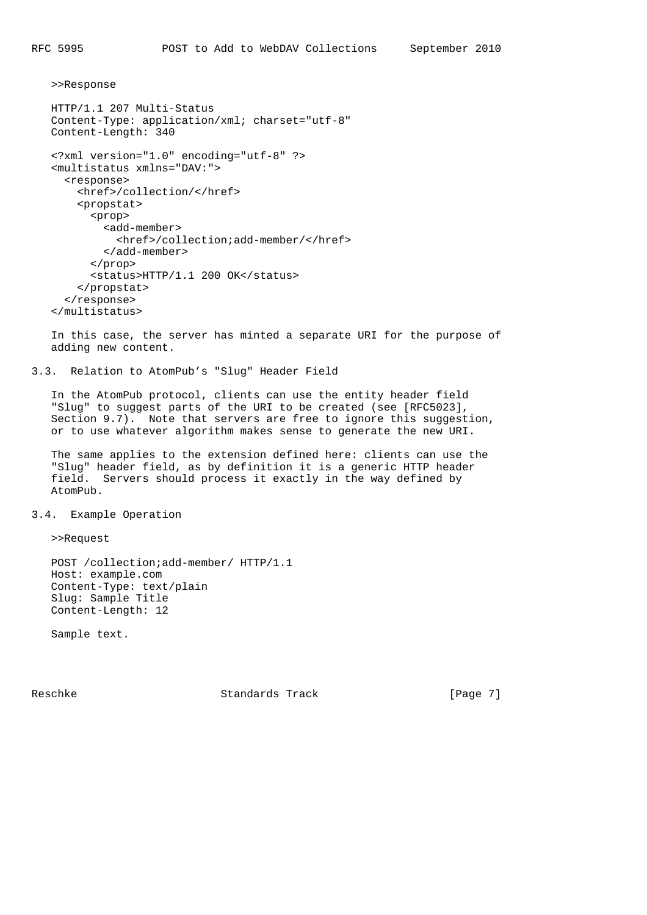>>Response

```
HTTP/1.1 207 Multi-Status
Content-Type: application/xml; charset="utf-8"
Content-Length: 340

<?xml version="1.0" encoding="utf-8" ?>
<multistatus xmlns="DAV:">
  <response>
    <href>/collection/</href>
    <propstat>
      <prop>
        <add-member>
          <href>/collection;add-member/</href>
        </add-member>
      </prop>
      <status>HTTP/1.1 200 OK</status>
    </propstat>
  </response>
</multistatus>
```

In this case, the server has minted a separate URI for the purpose of adding new content.

## 3.3. Relation to AtomPub's "Slug" Header Field

In the AtomPub protocol, clients can use the entity header field "Slug" to suggest parts of the URI to be created (see [RFC5023], Section 9.7). Note that servers are free to ignore this suggestion, or to use whatever algorithm makes sense to generate the new URI.

The same applies to the extension defined here: clients can use the "Slug" header field, as by definition it is a generic HTTP header field. Servers should process it exactly in the way defined by AtomPub.

## 3.4. Example Operation

>>Request

```
POST /collection;add-member/ HTTP/1.1
Host: example.com
Content-Type: text/plain
Slug: Sample Title
Content-Length: 12

Sample text.
```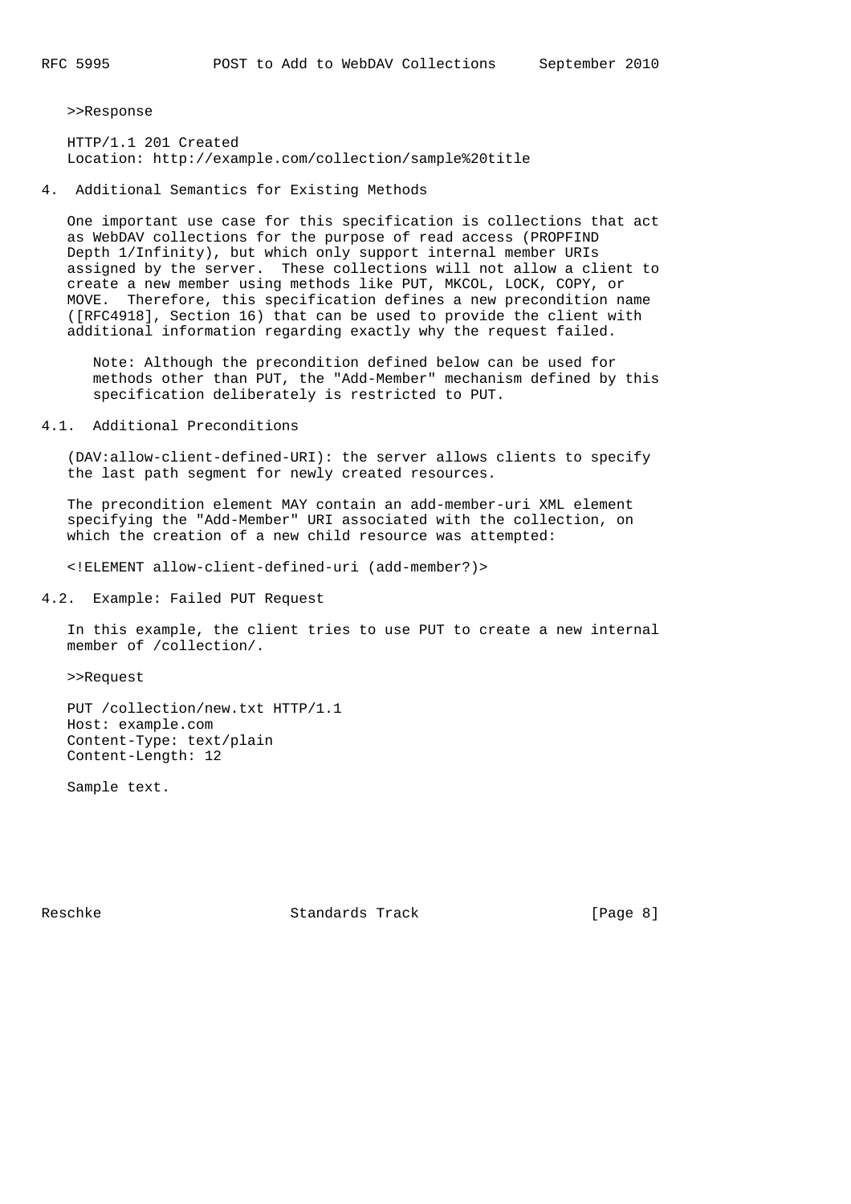>>Response

```
HTTP/1.1 201 Created
Location: http://example.com/collection/sample%20title
```

## 4. Additional Semantics for Existing Methods

One important use case for this specification is collections that act as WebDAV collections for the purpose of read access (PROPFIND Depth 1/Infinity), but which only support internal member URIs assigned by the server. These collections will not allow a client to create a new member using methods like PUT, MKCOL, LOCK, COPY, or MOVE. Therefore, this specification defines a new precondition name ([RFC4918], Section 16) that can be used to provide the client with additional information regarding exactly why the request failed.

> Note: Although the precondition defined below can be used for methods other than PUT, the "Add-Member" mechanism defined by this specification deliberately is restricted to PUT.

### 4.1. Additional Preconditions

(DAV:allow-client-defined-URI): the server allows clients to specify the last path segment for newly created resources.

The precondition element MAY contain an add-member-uri XML element specifying the "Add-Member" URI associated with the collection, on which the creation of a new child resource was attempted:

```
<!ELEMENT allow-client-defined-uri (add-member?)>
```

### 4.2. Example: Failed PUT Request

In this example, the client tries to use PUT to create a new internal member of /collection/.

>>Request

```
PUT /collection/new.txt HTTP/1.1
Host: example.com
Content-Type: text/plain
Content-Length: 12

Sample text.
```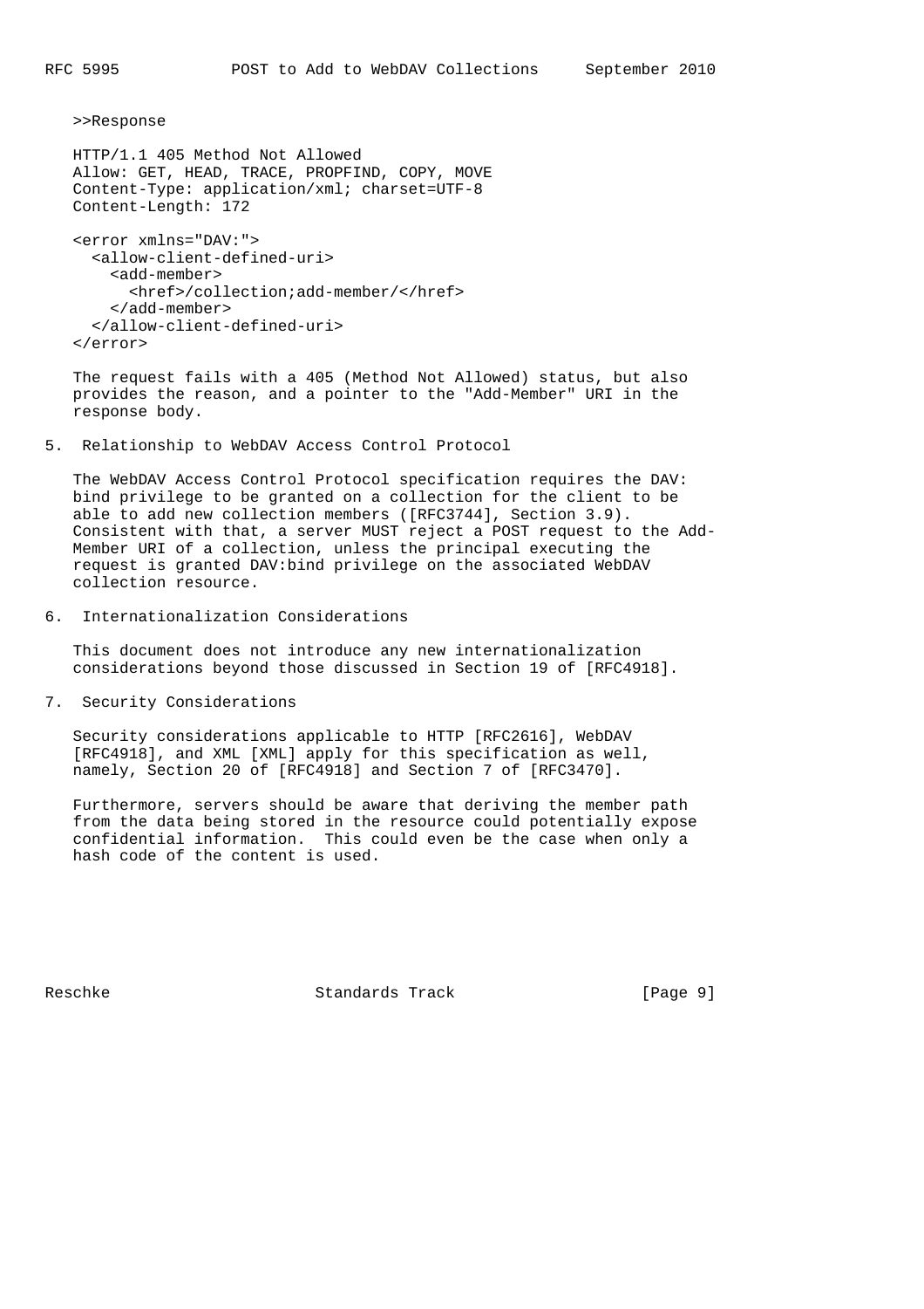>>Response

```
HTTP/1.1 405 Method Not Allowed
Allow: GET, HEAD, TRACE, PROPFIND, COPY, MOVE
Content-Type: application/xml; charset=UTF-8
Content-Length: 172

<error xmlns="DAV:">
  <allow-client-defined-uri>
    <add-member>
      <href>/collection;add-member/</href>
    </add-member>
  </allow-client-defined-uri>
</error>
```

The request fails with a 405 (Method Not Allowed) status, but also provides the reason, and a pointer to the "Add-Member" URI in the response body.

## 5. Relationship to WebDAV Access Control Protocol

The WebDAV Access Control Protocol specification requires the DAV:bind privilege to be granted on a collection for the client to be able to add new collection members ([RFC3744], Section 3.9). Consistent with that, a server MUST reject a POST request to the Add-Member URI of a collection, unless the principal executing the request is granted DAV:bind privilege on the associated WebDAV collection resource.

## 6. Internationalization Considerations

This document does not introduce any new internationalization considerations beyond those discussed in Section 19 of [RFC4918].

## 7. Security Considerations

Security considerations applicable to HTTP [RFC2616], WebDAV [RFC4918], and XML [XML] apply for this specification as well, namely, Section 20 of [RFC4918] and Section 7 of [RFC3470].

Furthermore, servers should be aware that deriving the member path from the data being stored in the resource could potentially expose confidential information. This could even be the case when only a hash code of the content is used.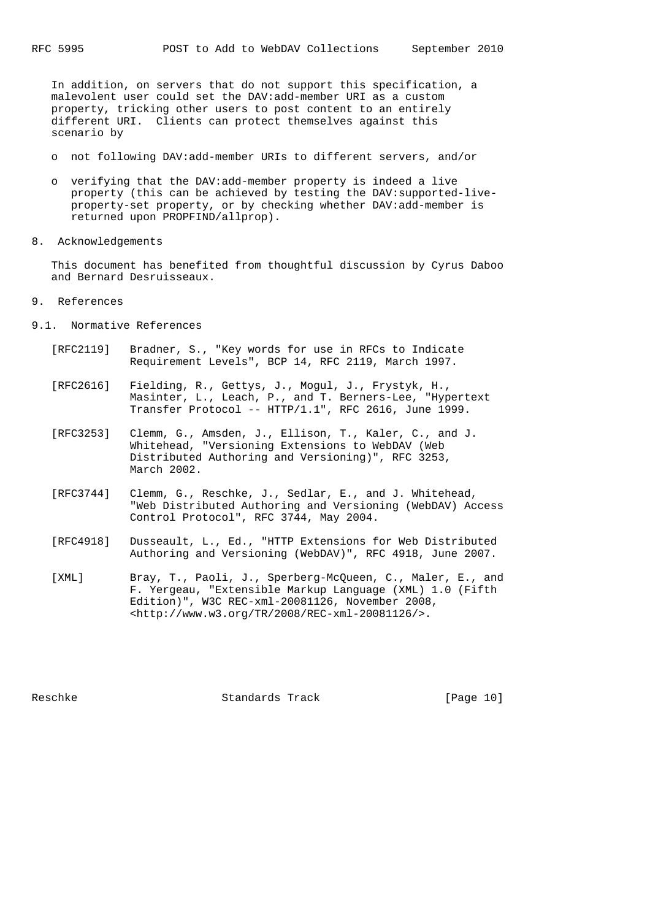In addition, on servers that do not support this specification, a malevolent user could set the DAV:add-member URI as a custom property, tricking other users to post content to an entirely different URI. Clients can protect themselves against this scenario by

- not following DAV:add-member URIs to different servers, and/or
- verifying that the DAV:add-member property is indeed a live property (this can be achieved by testing the DAV:supported-live-property-set property, or by checking whether DAV:add-member is returned upon PROPFIND/allprop).

## 8. Acknowledgements

This document has benefited from thoughtful discussion by Cyrus Daboo and Bernard Desruisseaux.

## 9. References

### 9.1. Normative References

[RFC2119] Bradner, S., "Key words for use in RFCs to Indicate Requirement Levels", BCP 14, RFC 2119, March 1997.

[RFC2616] Fielding, R., Gettys, J., Mogul, J., Frystyk, H., Masinter, L., Leach, P., and T. Berners-Lee, "Hypertext Transfer Protocol -- HTTP/1.1", RFC 2616, June 1999.

[RFC3253] Clemm, G., Amsden, J., Ellison, T., Kaler, C., and J. Whitehead, "Versioning Extensions to WebDAV (Web Distributed Authoring and Versioning)", RFC 3253, March 2002.

[RFC3744] Clemm, G., Reschke, J., Sedlar, E., and J. Whitehead, "Web Distributed Authoring and Versioning (WebDAV) Access Control Protocol", RFC 3744, May 2004.

[RFC4918] Dusseault, L., Ed., "HTTP Extensions for Web Distributed Authoring and Versioning (WebDAV)", RFC 4918, June 2007.

[XML] Bray, T., Paoli, J., Sperberg-McQueen, C., Maler, E., and F. Yergeau, "Extensible Markup Language (XML) 1.0 (Fifth Edition)", W3C REC-xml-20081126, November 2008, <http://www.w3.org/TR/2008/REC-xml-20081126/>.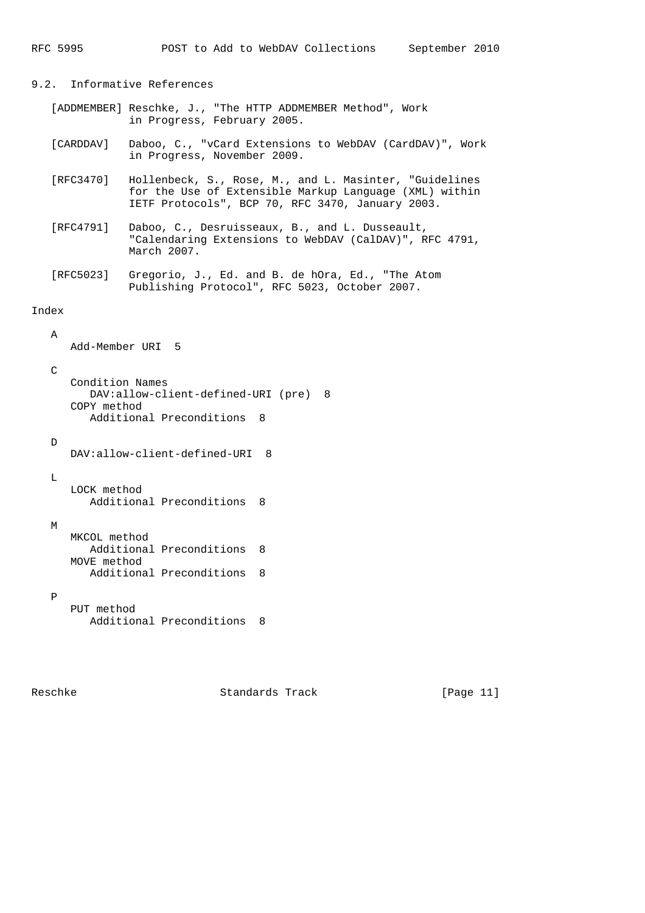### 9.2. Informative References

[ADDMEMBER] Reschke, J., "The HTTP ADDMEMBER Method", Work in Progress, February 2005.

[CARDDAV] Daboo, C., "vCard Extensions to WebDAV (CardDAV)", Work in Progress, November 2009.

[RFC3470] Hollenbeck, S., Rose, M., and L. Masinter, "Guidelines for the Use of Extensible Markup Language (XML) within IETF Protocols", BCP 70, RFC 3470, January 2003.

[RFC4791] Daboo, C., Desruisseaux, B., and L. Dusseault, "Calendaring Extensions to WebDAV (CalDAV)", RFC 4791, March 2007.

[RFC5023] Gregorio, J., Ed. and B. de hOra, Ed., "The Atom Publishing Protocol", RFC 5023, October 2007.

## Index

A

- Add-Member URI 5

C

- Condition Names
  - DAV:allow-client-defined-URI (pre) 8
- COPY method
  - Additional Preconditions 8

D

- DAV:allow-client-defined-URI 8

L

- LOCK method
  - Additional Preconditions 8

M

- MKCOL method
  - Additional Preconditions 8
- MOVE method
  - Additional Preconditions 8

P

- PUT method
  - Additional Preconditions 8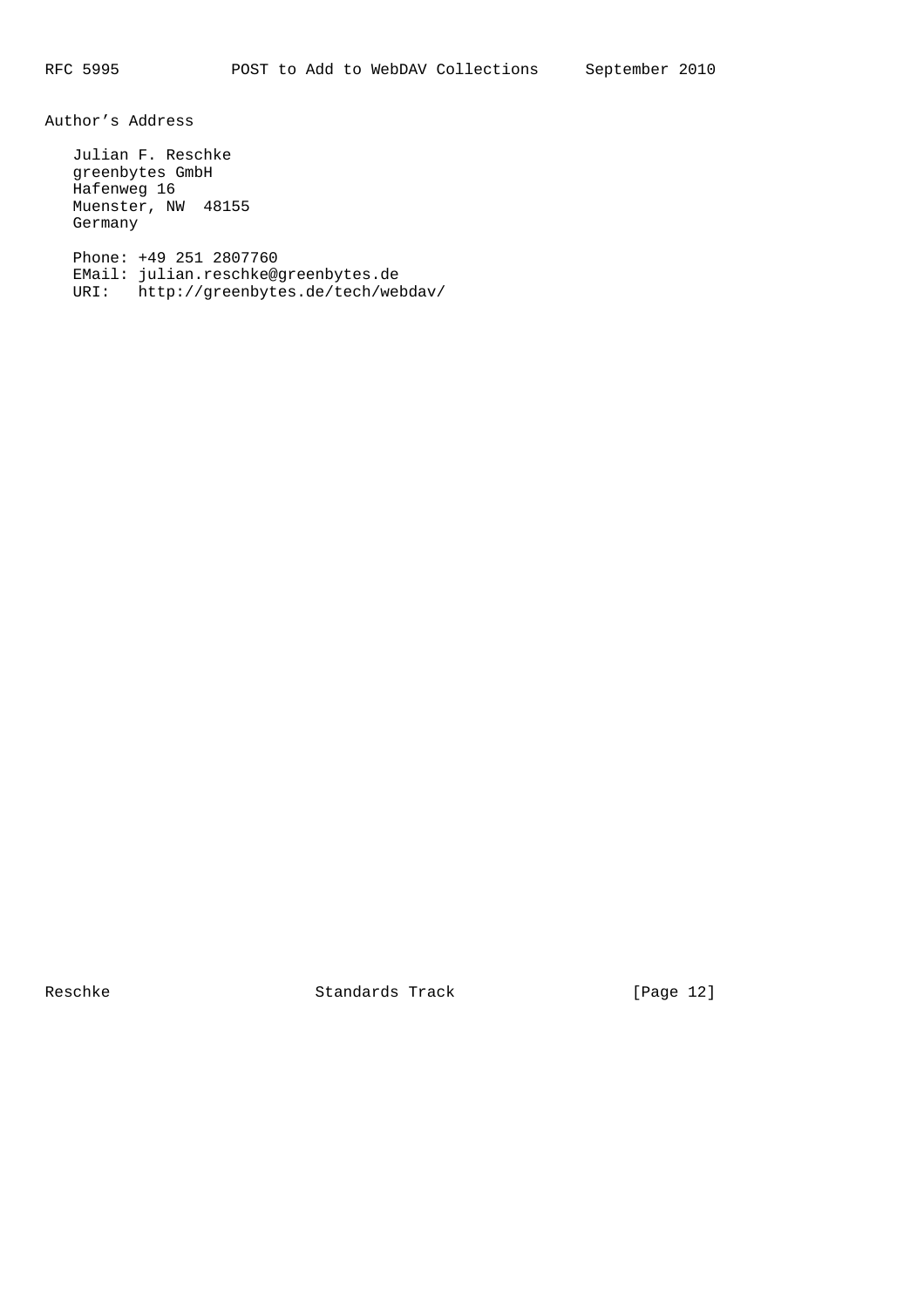# Author's Address

Julian F. Reschke
greenbytes GmbH
Hafenweg 16
Muenster, NW  48155
Germany

Phone: +49 251 2807760
EMail: julian.reschke@greenbytes.de
URI:   http://greenbytes.de/tech/webdav/